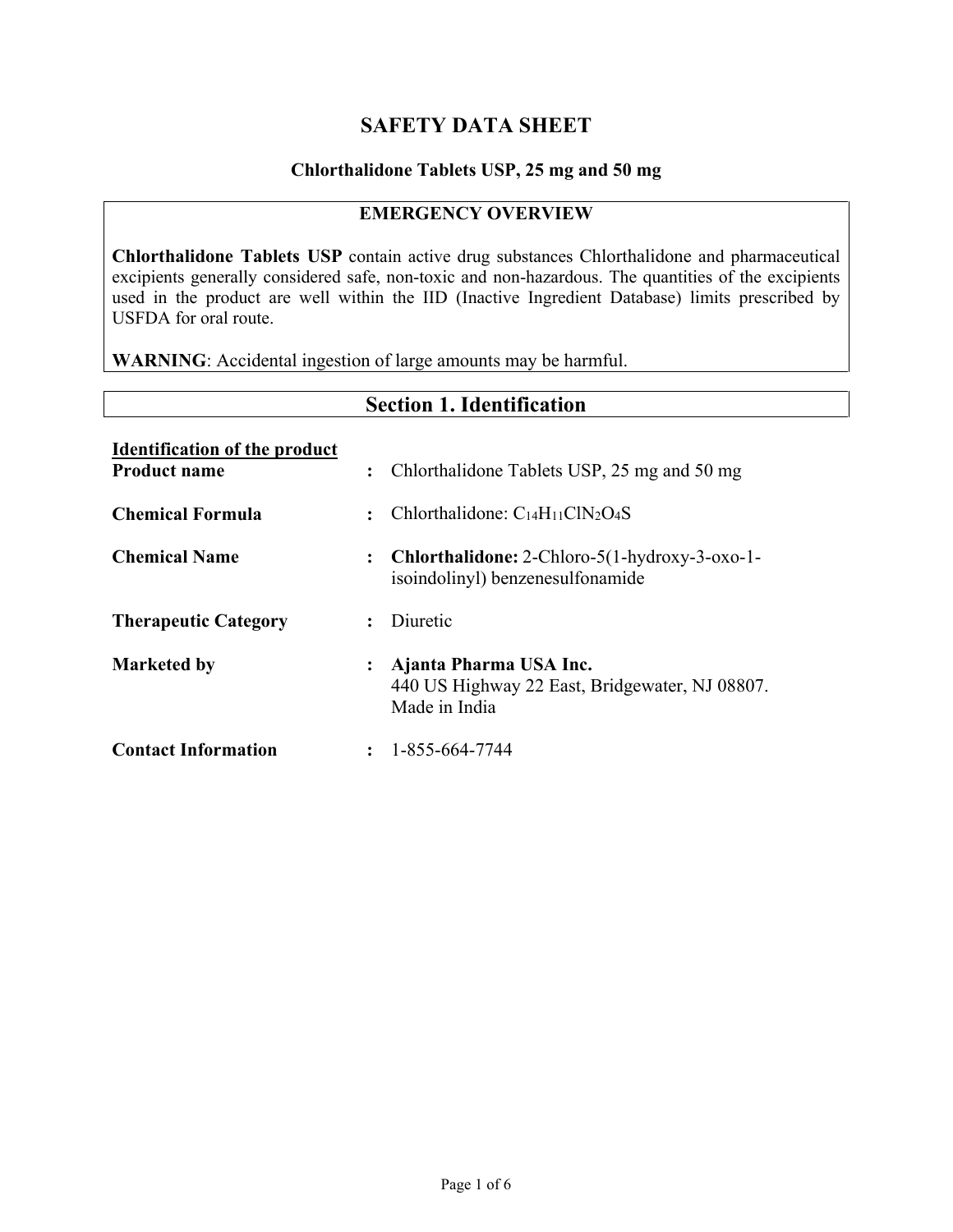# SAFETY DATA SHEET

### Chlorthalidone Tablets USP, 25 mg and 50 mg

## EMERGENCY OVERVIEW

**Chlorthalidone Tablets USP** contain active drug substances Chlorthalidone and pharmaceutical excipients generally considered safe, non-toxic and non-hazardous. The quantities of the excipients used in the product are well within the IID (Inactive Ingredient Database) limits prescribed by USFDA for oral route.

**WARNING**: Accidental ingestion of large amounts may be harmful.

## Section 1. Identification

**Identification of the product**

**Product name** : Chlorthalidone Tablets USP, 25 mg and 50 mg

**Chemical Formula** : Chlorthalidone: $C_{14}H_{11}ClN_2O_4S$

**Chemical Name** : **Chlorthalidone:** 2-Chloro-5(1-hydroxy-3-oxo-1-isoindolinyl) benzenesulfonamide

**Therapeutic Category** : Diuretic

**Marketed by** : **Ajanta Pharma USA Inc.**
440 US Highway 22 East, Bridgewater, NJ 08807.
Made in India

**Contact Information** : 1-855-664-7744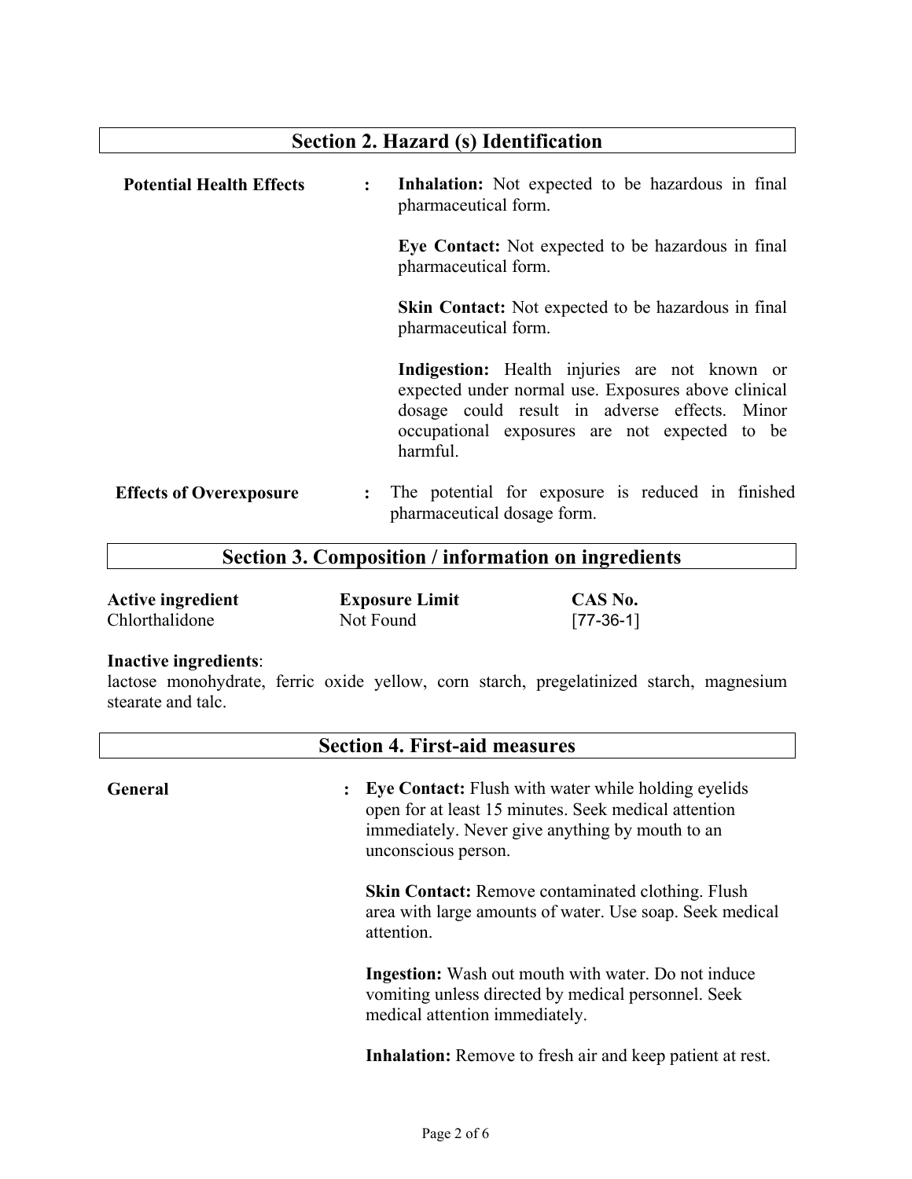## Section 2. Hazard (s) Identification

**Potential Health Effects** :

**Inhalation:** Not expected to be hazardous in final pharmaceutical form.

**Eye Contact:** Not expected to be hazardous in final pharmaceutical form.

**Skin Contact:** Not expected to be hazardous in final pharmaceutical form.

**Indigestion:** Health injuries are not known or expected under normal use. Exposures above clinical dosage could result in adverse effects. Minor occupational exposures are not expected to be harmful.

**Effects of Overexposure** : The potential for exposure is reduced in finished pharmaceutical dosage form.

## Section 3. Composition / information on ingredients

| Active ingredient | Exposure Limit | CAS No. |
|---|---|---|
| Chlorthalidone | Not Found | [77-36-1] |

**Inactive ingredients**:
lactose monohydrate, ferric oxide yellow, corn starch, pregelatinized starch, magnesium stearate and talc.

## Section 4. First-aid measures

**General** :

**Eye Contact:** Flush with water while holding eyelids open for at least 15 minutes. Seek medical attention immediately. Never give anything by mouth to an unconscious person.

**Skin Contact:** Remove contaminated clothing. Flush area with large amounts of water. Use soap. Seek medical attention.

**Ingestion:** Wash out mouth with water. Do not induce vomiting unless directed by medical personnel. Seek medical attention immediately.

**Inhalation:** Remove to fresh air and keep patient at rest.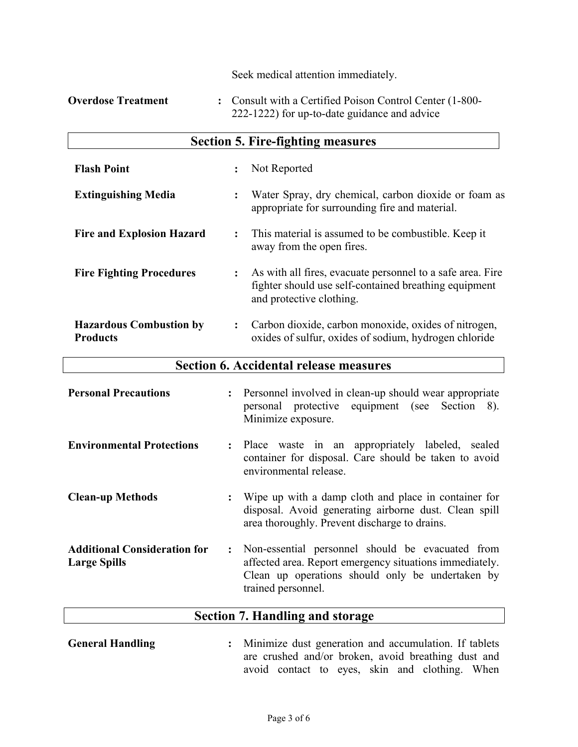Seek medical attention immediately.

**Overdose Treatment** : Consult with a Certified Poison Control Center (1-800-222-1222) for up-to-date guidance and advice

## Section 5. Fire-fighting measures

**Flash Point** : Not Reported

**Extinguishing Media** : Water Spray, dry chemical, carbon dioxide or foam as appropriate for surrounding fire and material.

**Fire and Explosion Hazard** : This material is assumed to be combustible. Keep it away from the open fires.

**Fire Fighting Procedures** : As with all fires, evacuate personnel to a safe area. Fire fighter should use self-contained breathing equipment and protective clothing.

**Hazardous Combustion by Products** : Carbon dioxide, carbon monoxide, oxides of nitrogen, oxides of sulfur, oxides of sodium, hydrogen chloride

## Section 6. Accidental release measures

**Personal Precautions** : Personnel involved in clean-up should wear appropriate personal protective equipment (see Section 8). Minimize exposure.

**Environmental Protections** : Place waste in an appropriately labeled, sealed container for disposal. Care should be taken to avoid environmental release.

**Clean-up Methods** : Wipe up with a damp cloth and place in container for disposal. Avoid generating airborne dust. Clean spill area thoroughly. Prevent discharge to drains.

**Additional Consideration for Large Spills** : Non-essential personnel should be evacuated from affected area. Report emergency situations immediately. Clean up operations should only be undertaken by trained personnel.

## Section 7. Handling and storage

**General Handling** : Minimize dust generation and accumulation. If tablets are crushed and/or broken, avoid breathing dust and avoid contact to eyes, skin and clothing. When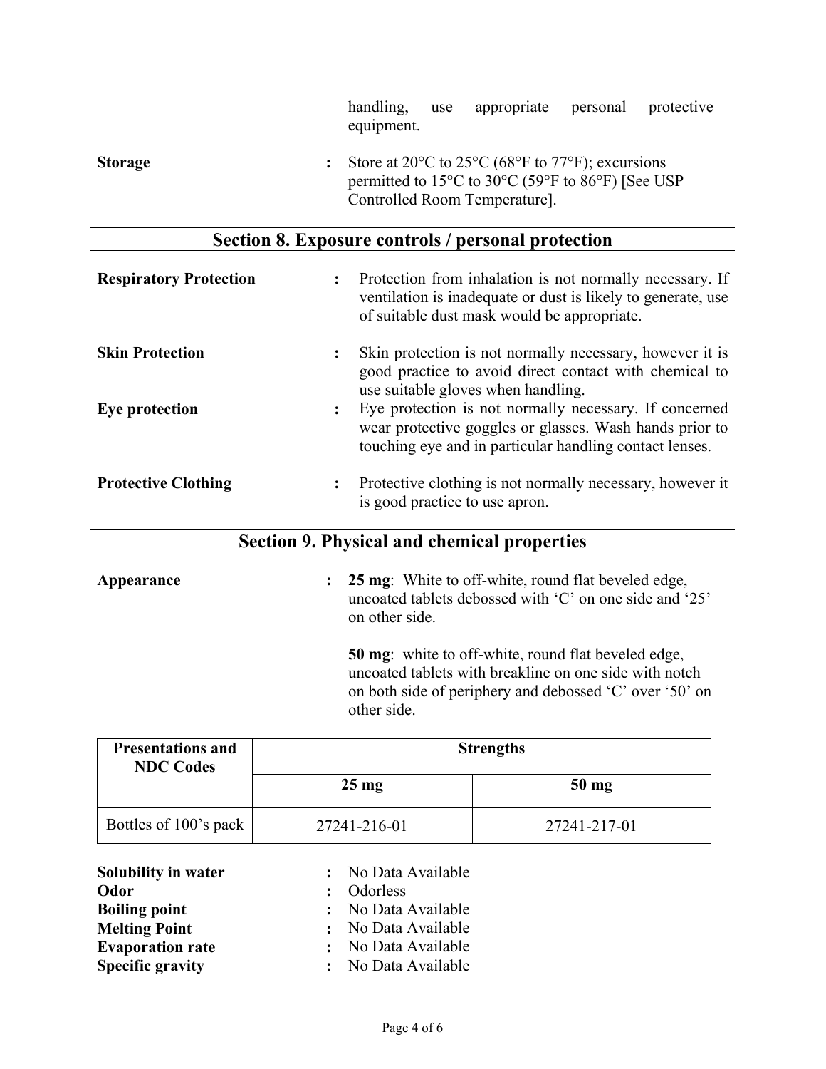handling, use appropriate personal protective equipment.

**Storage** : Store at 20°C to 25°C (68°F to 77°F); excursions permitted to 15°C to 30°C (59°F to 86°F) [See USP Controlled Room Temperature].

## Section 8. Exposure controls / personal protection

**Respiratory Protection** : Protection from inhalation is not normally necessary. If ventilation is inadequate or dust is likely to generate, use of suitable dust mask would be appropriate.

**Skin Protection** : Skin protection is not normally necessary, however it is good practice to avoid direct contact with chemical to use suitable gloves when handling.

**Eye protection** : Eye protection is not normally necessary. If concerned wear protective goggles or glasses. Wash hands prior to touching eye and in particular handling contact lenses.

**Protective Clothing** : Protective clothing is not normally necessary, however it is good practice to use apron.

## Section 9. Physical and chemical properties

**Appearance** : **25 mg**: White to off-white, round flat beveled edge, uncoated tablets debossed with 'C' on one side and '25' on other side.

**50 mg**: white to off-white, round flat beveled edge, uncoated tablets with breakline on one side with notch on both side of periphery and debossed 'C' over '50' on other side.

| Presentations and NDC Codes | Strengths | |
|---|---|---|
| | **25 mg** | **50 mg** |
| Bottles of 100's pack | 27241-216-01 | 27241-217-01 |

**Solubility in water** : No Data Available
**Odor** : Odorless
**Boiling point** : No Data Available
**Melting Point** : No Data Available
**Evaporation rate** : No Data Available
**Specific gravity** : No Data Available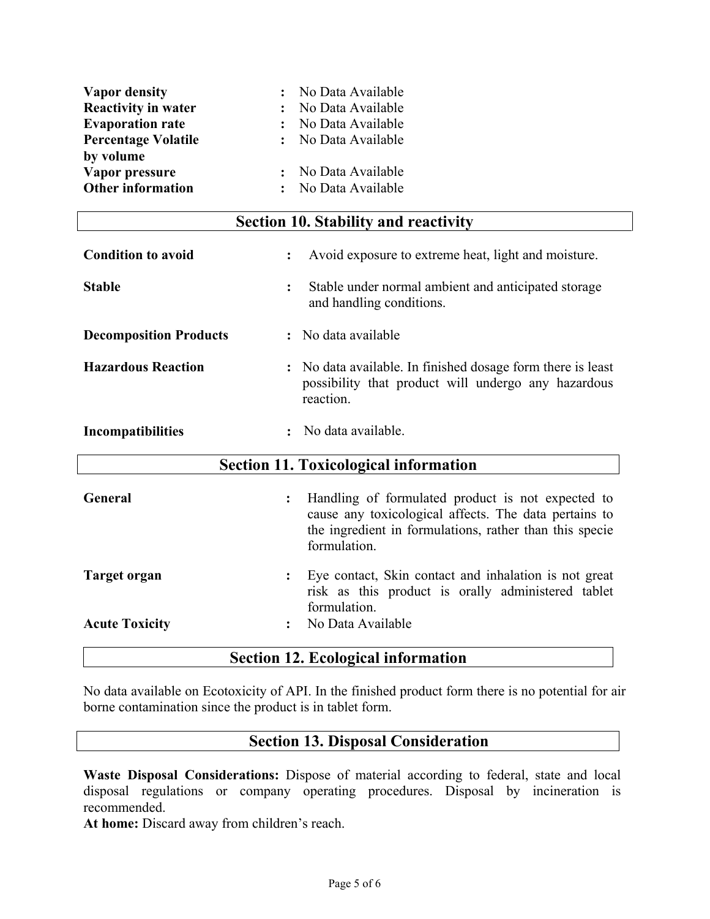| | | |
|---|---|---|
| **Vapor density** | : | No Data Available |
| **Reactivity in water** | : | No Data Available |
| **Evaporation rate** | : | No Data Available |
| **Percentage Volatile by volume** | : | No Data Available |
| **Vapor pressure** | : | No Data Available |
| **Other information** | : | No Data Available |

## Section 10. Stability and reactivity

**Condition to avoid** : Avoid exposure to extreme heat, light and moisture.

**Stable** : Stable under normal ambient and anticipated storage and handling conditions.

**Decomposition Products** : No data available

**Hazardous Reaction** : No data available. In finished dosage form there is least possibility that product will undergo any hazardous reaction.

**Incompatibilities** : No data available.

## Section 11. Toxicological information

**General** : Handling of formulated product is not expected to cause any toxicological affects. The data pertains to the ingredient in formulations, rather than this specie formulation.

**Target organ** : Eye contact, Skin contact and inhalation is not great risk as this product is orally administered tablet formulation.

**Acute Toxicity** : No Data Available

## Section 12. Ecological information

No data available on Ecotoxicity of API. In the finished product form there is no potential for air borne contamination since the product is in tablet form.

## Section 13. Disposal Consideration

**Waste Disposal Considerations:** Dispose of material according to federal, state and local disposal regulations or company operating procedures. Disposal by incineration is recommended.

**At home:** Discard away from children's reach.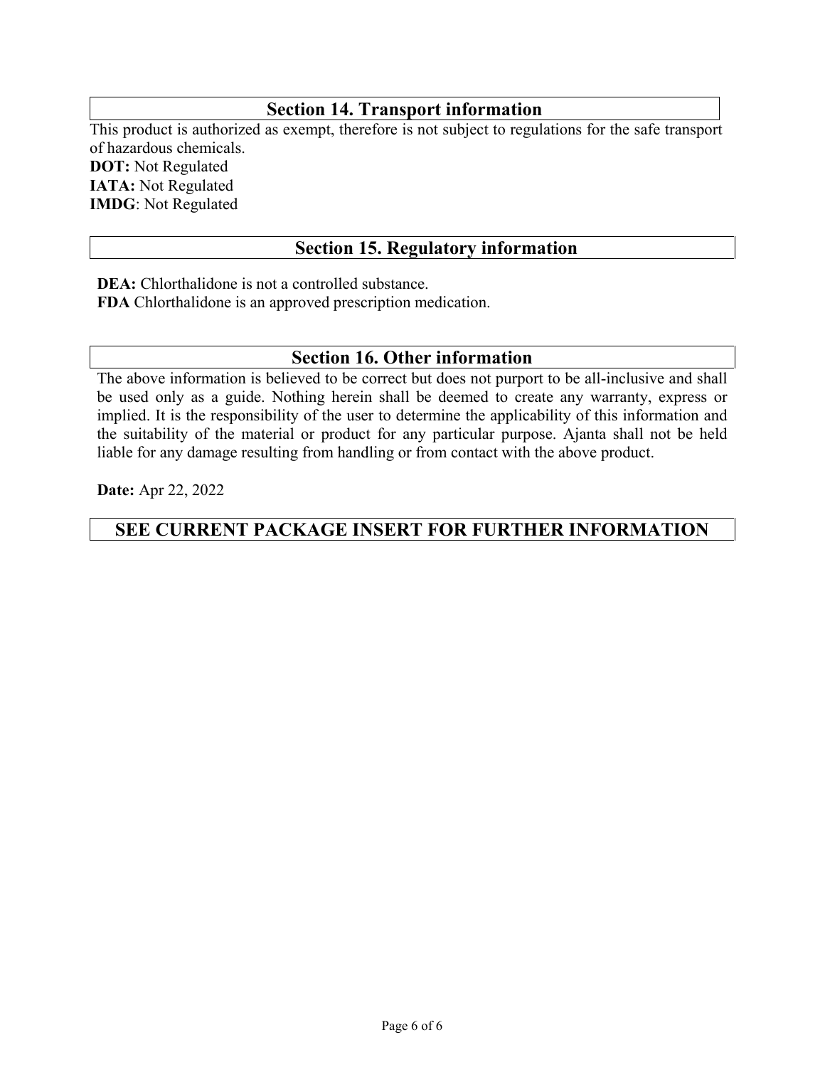## Section 14. Transport information

This product is authorized as exempt, therefore is not subject to regulations for the safe transport of hazardous chemicals.

**DOT:** Not Regulated
**IATA:** Not Regulated
**IMDG**: Not Regulated

## Section 15. Regulatory information

**DEA:** Chlorthalidone is not a controlled substance.
**FDA** Chlorthalidone is an approved prescription medication.

## Section 16. Other information

The above information is believed to be correct but does not purport to be all-inclusive and shall be used only as a guide. Nothing herein shall be deemed to create any warranty, express or implied. It is the responsibility of the user to determine the applicability of this information and the suitability of the material or product for any particular purpose. Ajanta shall not be held liable for any damage resulting from handling or from contact with the above product.

**Date:** Apr 22, 2022

## SEE CURRENT PACKAGE INSERT FOR FURTHER INFORMATION